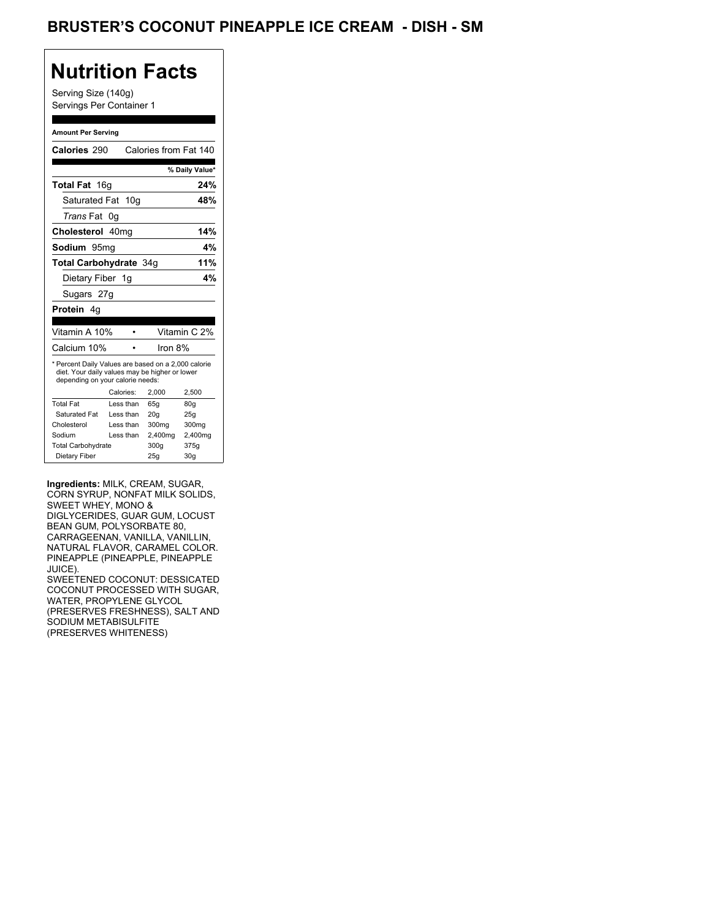# BRUSTER'S COCONUT PINEAPPLE ICE CREAM - DISH - SM

## Nutrition Facts

Serving Size (140g)
Servings Per Container 1

**Amount Per Serving**

**Calories** 290 Calories from Fat 140

| | % Daily Value* |
|---|---|
| **Total Fat** 16g | **24%** |
| Saturated Fat 10g | **48%** |
| *Trans* Fat 0g | |
| **Cholesterol** 40mg | **14%** |
| **Sodium** 95mg | **4%** |
| **Total Carbohydrate** 34g | **11%** |
| Dietary Fiber 1g | **4%** |
| Sugars 27g | |
| **Protein** 4g | |

| | |
|---|---|
| Vitamin A 10% | Vitamin C 2% |
| Calcium 10% | Iron 8% |

* Percent Daily Values are based on a 2,000 calorie diet. Your daily values may be higher or lower depending on your calorie needs:

| | Calories: | 2,000 | 2,500 |
|---|---|---|---|
| Total Fat | Less than | 65g | 80g |
| Saturated Fat | Less than | 20g | 25g |
| Cholesterol | Less than | 300mg | 300mg |
| Sodium | Less than | 2,400mg | 2,400mg |
| Total Carbohydrate | | 300g | 375g |
| Dietary Fiber | | 25g | 30g |

**Ingredients:** MILK, CREAM, SUGAR, CORN SYRUP, NONFAT MILK SOLIDS, SWEET WHEY, MONO & DIGLYCERIDES, GUAR GUM, LOCUST BEAN GUM, POLYSORBATE 80, CARRAGEENAN, VANILLA, VANILLIN, NATURAL FLAVOR, CARAMEL COLOR. PINEAPPLE (PINEAPPLE, PINEAPPLE JUICE).
SWEETENED COCONUT: DESSICATED COCONUT PROCESSED WITH SUGAR, WATER, PROPYLENE GLYCOL (PRESERVES FRESHNESS), SALT AND SODIUM METABISULFITE (PRESERVES WHITENESS)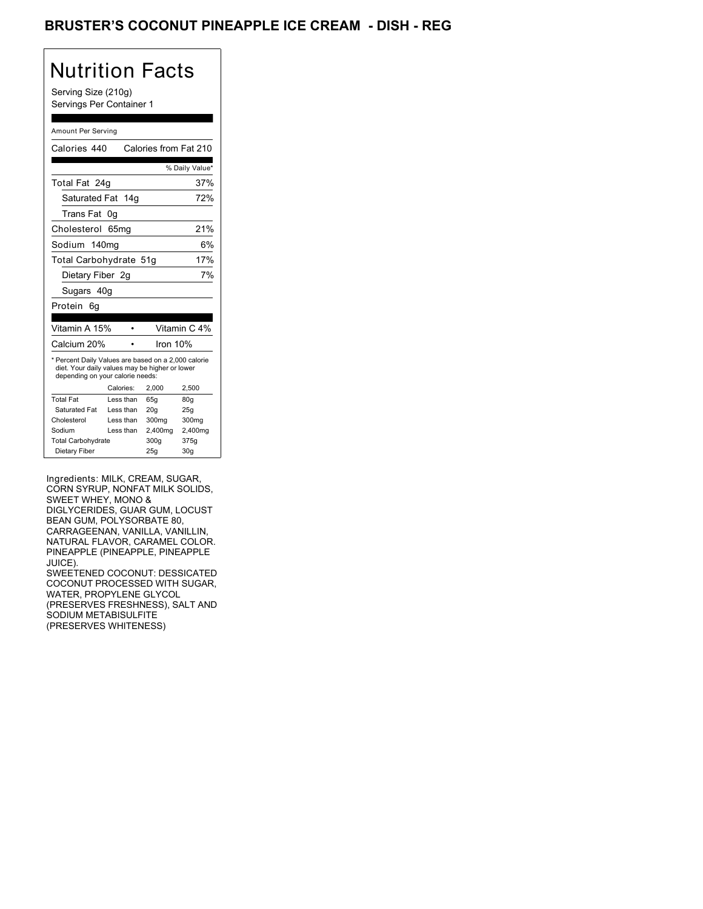# BRUSTER'S COCONUT PINEAPPLE ICE CREAM - DISH - REG

## Nutrition Facts

Serving Size (210g)
Servings Per Container 1

Amount Per Serving

Calories 440 Calories from Fat 210

| | % Daily Value* |
|---|---|
| Total Fat 24g | 37% |
| Saturated Fat 14g | 72% |
| Trans Fat 0g | |
| Cholesterol 65mg | 21% |
| Sodium 140mg | 6% |
| Total Carbohydrate 51g | 17% |
| Dietary Fiber 2g | 7% |
| Sugars 40g | |
| Protein 6g | |

| | |
|---|---|
| Vitamin A 15% | Vitamin C 4% |
| Calcium 20% | Iron 10% |

* Percent Daily Values are based on a 2,000 calorie diet. Your daily values may be higher or lower depending on your calorie needs:

| | Calories: | 2,000 | 2,500 |
|---|---|---|---|
| Total Fat | Less than | 65g | 80g |
| Saturated Fat | Less than | 20g | 25g |
| Cholesterol | Less than | 300mg | 300mg |
| Sodium | Less than | 2,400mg | 2,400mg |
| Total Carbohydrate | | 300g | 375g |
| Dietary Fiber | | 25g | 30g |

Ingredients: MILK, CREAM, SUGAR, CORN SYRUP, NONFAT MILK SOLIDS, SWEET WHEY, MONO & DIGLYCERIDES, GUAR GUM, LOCUST BEAN GUM, POLYSORBATE 80, CARRAGEENAN, VANILLA, VANILLIN, NATURAL FLAVOR, CARAMEL COLOR. PINEAPPLE (PINEAPPLE, PINEAPPLE JUICE).
SWEETENED COCONUT: DESSICATED COCONUT PROCESSED WITH SUGAR, WATER, PROPYLENE GLYCOL (PRESERVES FRESHNESS), SALT AND SODIUM METABISULFITE (PRESERVES WHITENESS)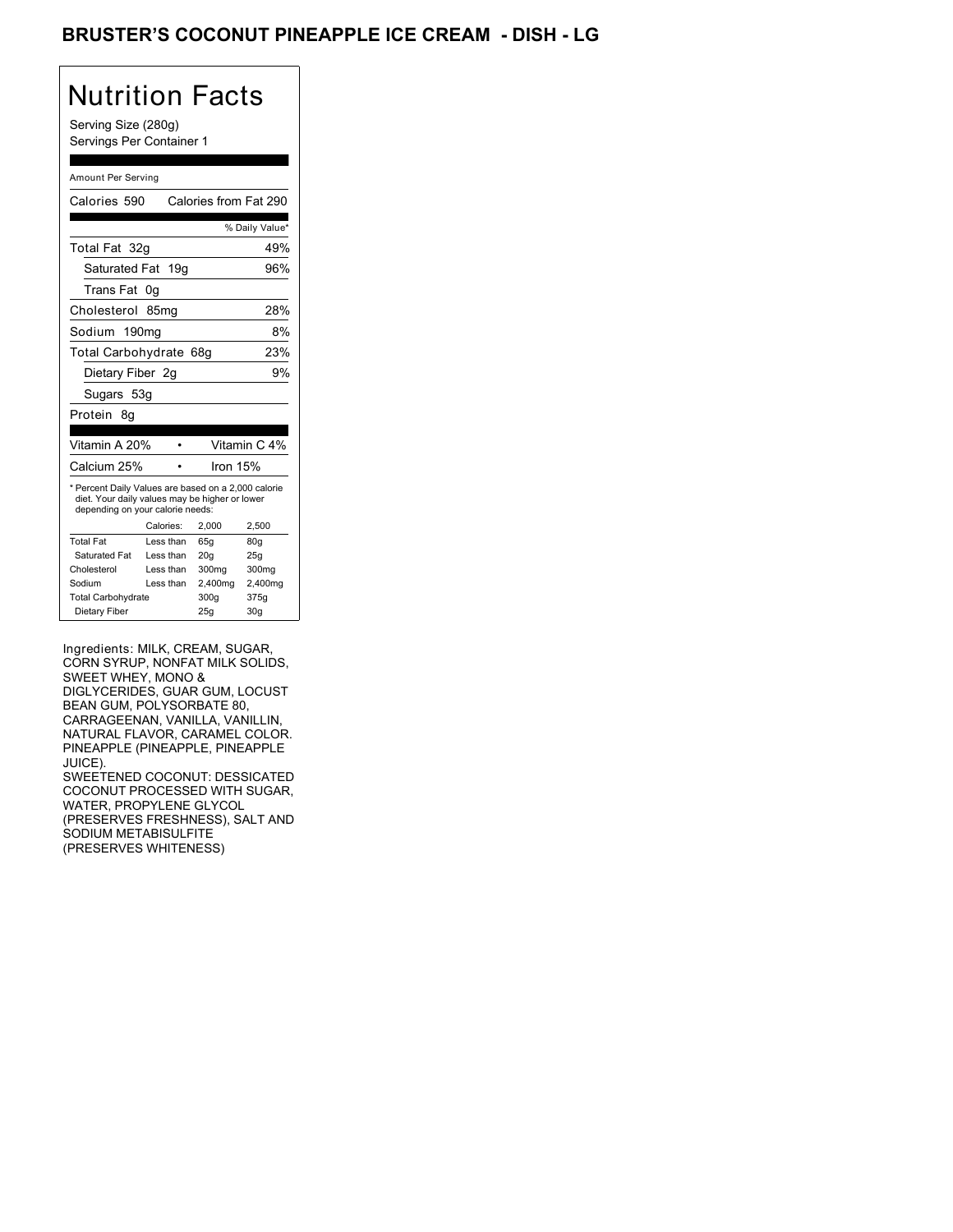# BRUSTER'S COCONUT PINEAPPLE ICE CREAM - DISH - LG

## Nutrition Facts

Serving Size (280g)
Servings Per Container 1

Amount Per Serving

Calories 590 Calories from Fat 290

| | % Daily Value* |
|---|---|
| Total Fat 32g | 49% |
| Saturated Fat 19g | 96% |
| Trans Fat 0g | |
| Cholesterol 85mg | 28% |
| Sodium 190mg | 8% |
| Total Carbohydrate 68g | 23% |
| Dietary Fiber 2g | 9% |
| Sugars 53g | |
| Protein 8g | |

Vitamin A 20% • Vitamin C 4%

Calcium 25% • Iron 15%

* Percent Daily Values are based on a 2,000 calorie diet. Your daily values may be higher or lower depending on your calorie needs:

| | Calories: | 2,000 | 2,500 |
|---|---|---|---|
| Total Fat | Less than | 65g | 80g |
| Saturated Fat | Less than | 20g | 25g |
| Cholesterol | Less than | 300mg | 300mg |
| Sodium | Less than | 2,400mg | 2,400mg |
| Total Carbohydrate | | 300g | 375g |
| Dietary Fiber | | 25g | 30g |

Ingredients: MILK, CREAM, SUGAR, CORN SYRUP, NONFAT MILK SOLIDS, SWEET WHEY, MONO & DIGLYCERIDES, GUAR GUM, LOCUST BEAN GUM, POLYSORBATE 80, CARRAGEENAN, VANILLA, VANILLIN, NATURAL FLAVOR, CARAMEL COLOR. PINEAPPLE (PINEAPPLE, PINEAPPLE JUICE).
SWEETENED COCONUT: DESSICATED COCONUT PROCESSED WITH SUGAR, WATER, PROPYLENE GLYCOL (PRESERVES FRESHNESS), SALT AND SODIUM METABISULFITE (PRESERVES WHITENESS)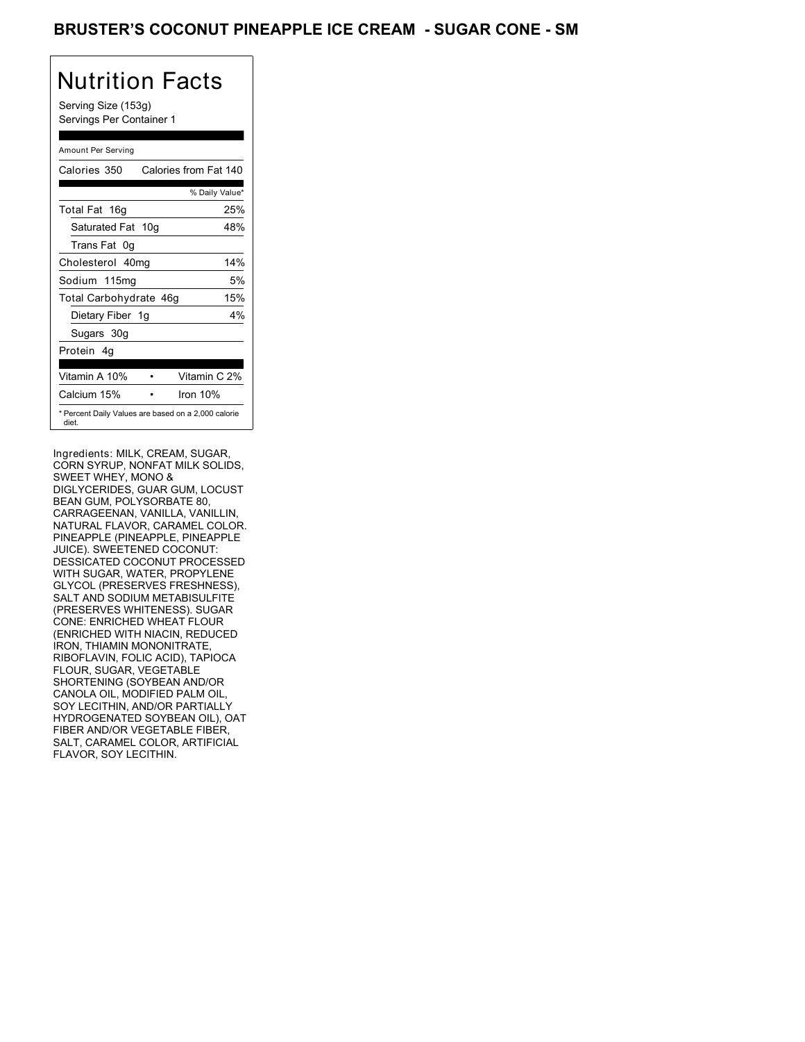# BRUSTER'S COCONUT PINEAPPLE ICE CREAM - SUGAR CONE - SM

## Nutrition Facts

Serving Size (153g)
Servings Per Container 1

Amount Per Serving

| Calories 350 | Calories from Fat 140 |
|---|---|
| | % Daily Value* |
| Total Fat 16g | 25% |
| Saturated Fat 10g | 48% |
| Trans Fat 0g | |
| Cholesterol 40mg | 14% |
| Sodium 115mg | 5% |
| Total Carbohydrate 46g | 15% |
| Dietary Fiber 1g | 4% |
| Sugars 30g | |
| Protein 4g | |

| Vitamin A 10% | • | Vitamin C 2% |
|---|---|---|
| Calcium 15% | • | Iron 10% |

* Percent Daily Values are based on a 2,000 calorie diet.

Ingredients: MILK, CREAM, SUGAR, CORN SYRUP, NONFAT MILK SOLIDS, SWEET WHEY, MONO & DIGLYCERIDES, GUAR GUM, LOCUST BEAN GUM, POLYSORBATE 80, CARRAGEENAN, VANILLA, VANILLIN, NATURAL FLAVOR, CARAMEL COLOR. PINEAPPLE (PINEAPPLE, PINEAPPLE JUICE). SWEETENED COCONUT: DESSICATED COCONUT PROCESSED WITH SUGAR, WATER, PROPYLENE GLYCOL (PRESERVES FRESHNESS), SALT AND SODIUM METABISULFITE (PRESERVES WHITENESS). SUGAR CONE: ENRICHED WHEAT FLOUR (ENRICHED WITH NIACIN, REDUCED IRON, THIAMIN MONONITRATE, RIBOFLAVIN, FOLIC ACID), TAPIOCA FLOUR, SUGAR, VEGETABLE SHORTENING (SOYBEAN AND/OR CANOLA OIL, MODIFIED PALM OIL, SOY LECITHIN, AND/OR PARTIALLY HYDROGENATED SOYBEAN OIL), OAT FIBER AND/OR VEGETABLE FIBER, SALT, CARAMEL COLOR, ARTIFICIAL FLAVOR, SOY LECITHIN.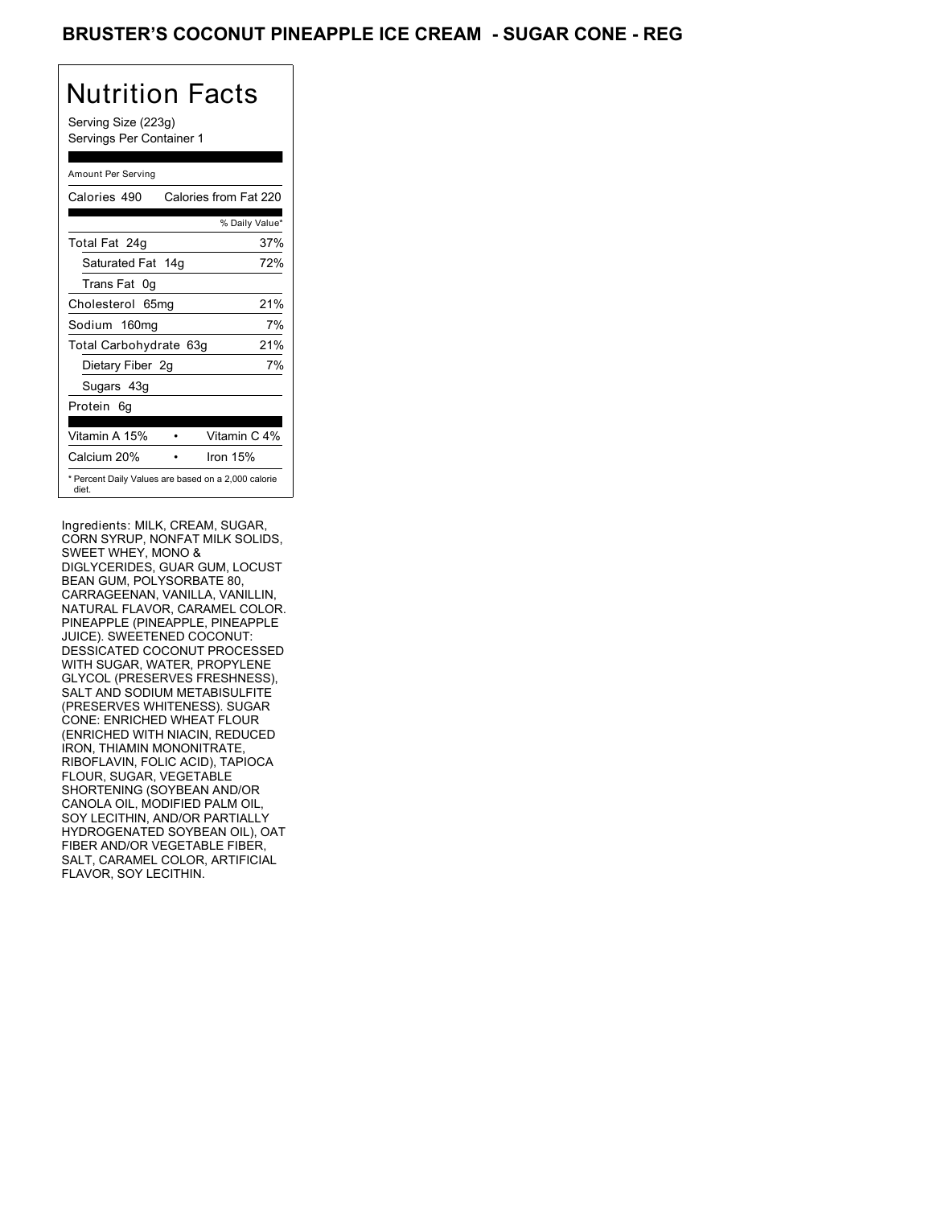# BRUSTER'S COCONUT PINEAPPLE ICE CREAM - SUGAR CONE - REG

## Nutrition Facts

Serving Size (223g)
Servings Per Container 1

Amount Per Serving

| Calories 490 | Calories from Fat 220 |
|---|---|
| | % Daily Value* |
| Total Fat 24g | 37% |
| Saturated Fat 14g | 72% |
| Trans Fat 0g | |
| Cholesterol 65mg | 21% |
| Sodium 160mg | 7% |
| Total Carbohydrate 63g | 21% |
| Dietary Fiber 2g | 7% |
| Sugars 43g | |
| Protein 6g | |
| Vitamin A 15% | Vitamin C 4% |
| Calcium 20% | Iron 15% |

* Percent Daily Values are based on a 2,000 calorie diet.

Ingredients: MILK, CREAM, SUGAR, CORN SYRUP, NONFAT MILK SOLIDS, SWEET WHEY, MONO & DIGLYCERIDES, GUAR GUM, LOCUST BEAN GUM, POLYSORBATE 80, CARRAGEENAN, VANILLA, VANILLIN, NATURAL FLAVOR, CARAMEL COLOR. PINEAPPLE (PINEAPPLE, PINEAPPLE JUICE). SWEETENED COCONUT: DESSICATED COCONUT PROCESSED WITH SUGAR, WATER, PROPYLENE GLYCOL (PRESERVES FRESHNESS), SALT AND SODIUM METABISULFITE (PRESERVES WHITENESS). SUGAR CONE: ENRICHED WHEAT FLOUR (ENRICHED WITH NIACIN, REDUCED IRON, THIAMIN MONONITRATE, RIBOFLAVIN, FOLIC ACID), TAPIOCA FLOUR, SUGAR, VEGETABLE SHORTENING (SOYBEAN AND/OR CANOLA OIL, MODIFIED PALM OIL, SOY LECITHIN, AND/OR PARTIALLY HYDROGENATED SOYBEAN OIL), OAT FIBER AND/OR VEGETABLE FIBER, SALT, CARAMEL COLOR, ARTIFICIAL FLAVOR, SOY LECITHIN.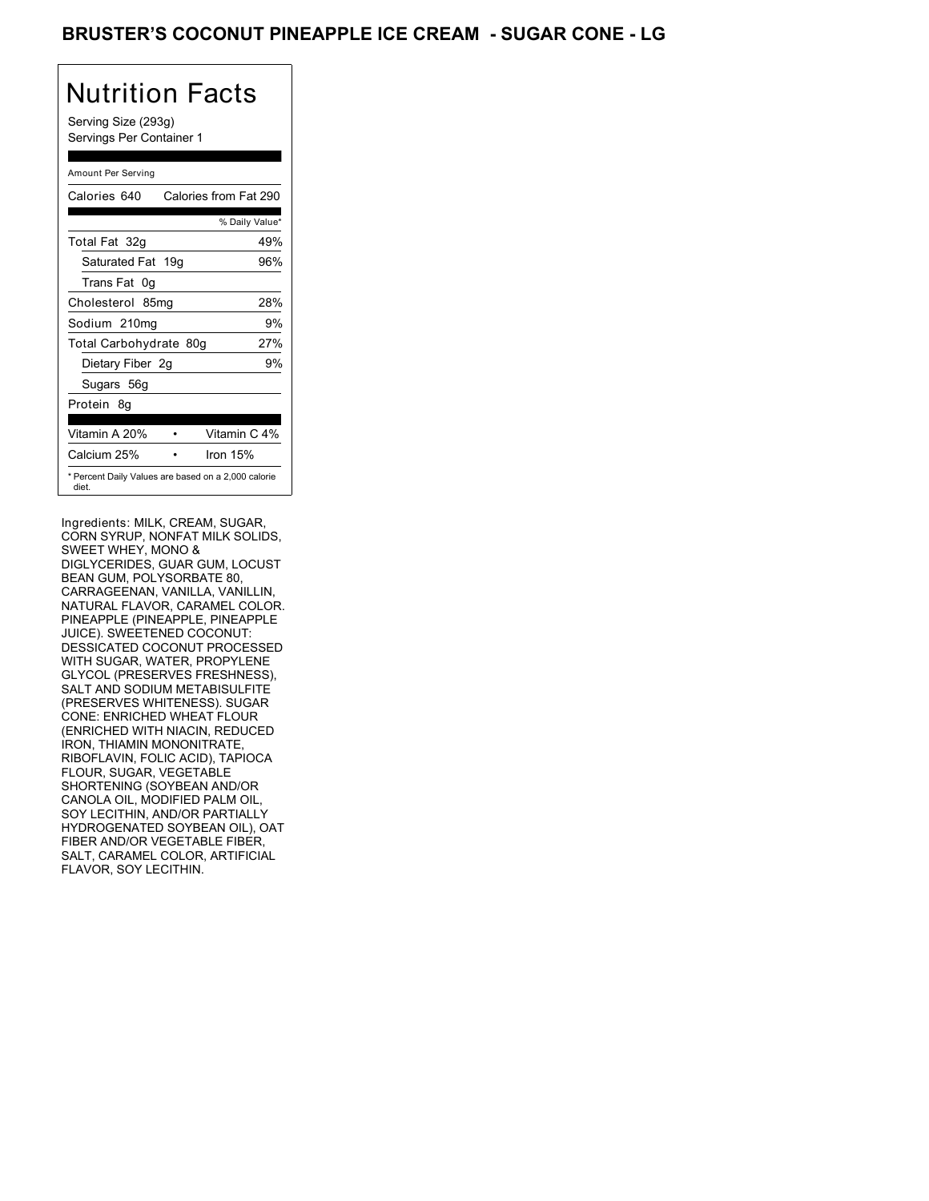# BRUSTER'S COCONUT PINEAPPLE ICE CREAM - SUGAR CONE - LG

## Nutrition Facts

Serving Size (293g)
Servings Per Container 1

Amount Per Serving

| | |
|---|---|
| Calories 640 | Calories from Fat 290 |
| | % Daily Value* |
| Total Fat 32g | 49% |
| Saturated Fat 19g | 96% |
| Trans Fat 0g | |
| Cholesterol 85mg | 28% |
| Sodium 210mg | 9% |
| Total Carbohydrate 80g | 27% |
| Dietary Fiber 2g | 9% |
| Sugars 56g | |
| Protein 8g | |
| Vitamin A 20% • | Vitamin C 4% |
| Calcium 25% • | Iron 15% |

* Percent Daily Values are based on a 2,000 calorie diet.

Ingredients: MILK, CREAM, SUGAR, CORN SYRUP, NONFAT MILK SOLIDS, SWEET WHEY, MONO & DIGLYCERIDES, GUAR GUM, LOCUST BEAN GUM, POLYSORBATE 80, CARRAGEENAN, VANILLA, VANILLIN, NATURAL FLAVOR, CARAMEL COLOR. PINEAPPLE (PINEAPPLE, PINEAPPLE JUICE). SWEETENED COCONUT: DESSICATED COCONUT PROCESSED WITH SUGAR, WATER, PROPYLENE GLYCOL (PRESERVES FRESHNESS), SALT AND SODIUM METABISULFITE (PRESERVES WHITENESS). SUGAR CONE: ENRICHED WHEAT FLOUR (ENRICHED WITH NIACIN, REDUCED IRON, THIAMIN MONONITRATE, RIBOFLAVIN, FOLIC ACID), TAPIOCA FLOUR, SUGAR, VEGETABLE SHORTENING (SOYBEAN AND/OR CANOLA OIL, MODIFIED PALM OIL, SOY LECITHIN, AND/OR PARTIALLY HYDROGENATED SOYBEAN OIL), OAT FIBER AND/OR VEGETABLE FIBER, SALT, CARAMEL COLOR, ARTIFICIAL FLAVOR, SOY LECITHIN.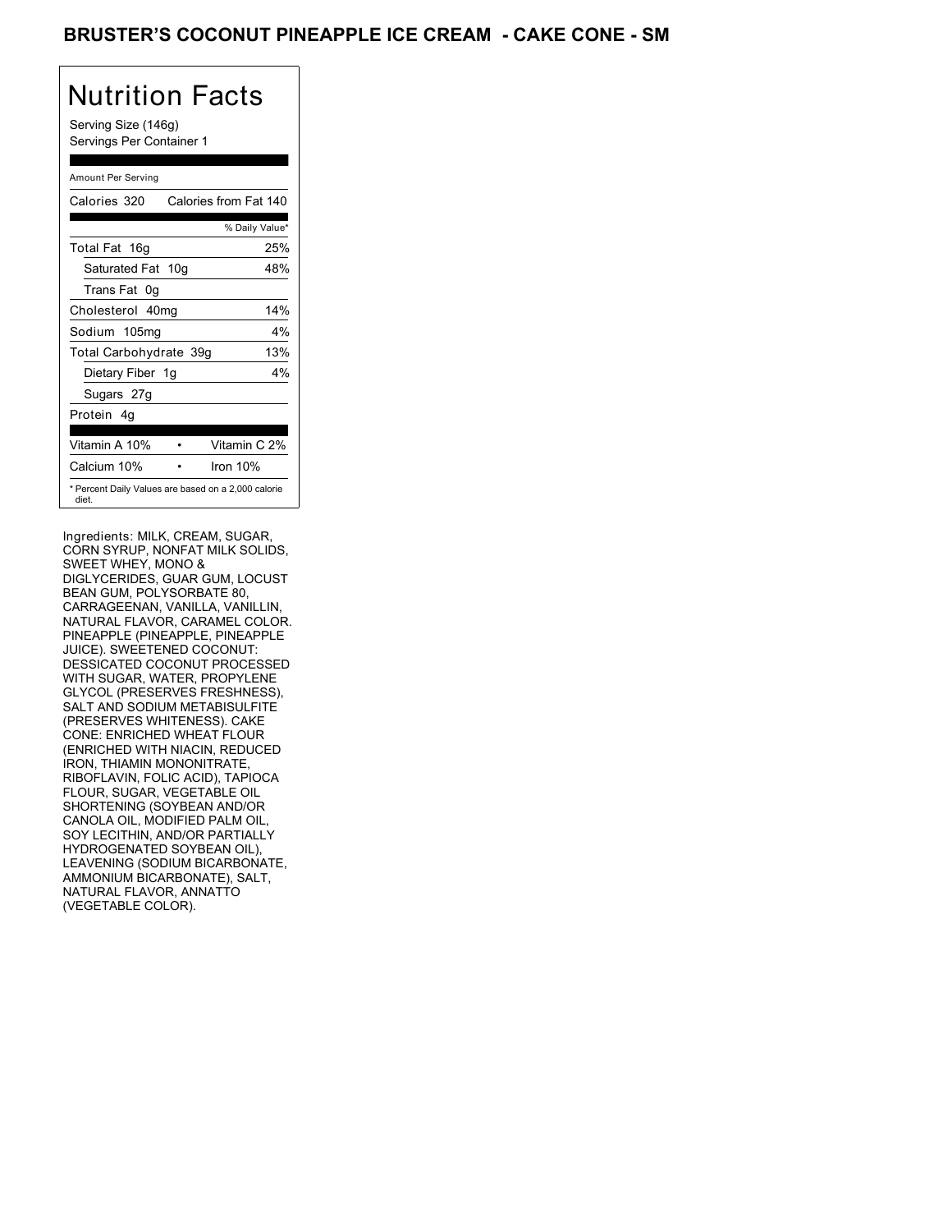# BRUSTER'S COCONUT PINEAPPLE ICE CREAM - CAKE CONE - SM

## Nutrition Facts

Serving Size (146g)
Servings Per Container 1

| Amount Per Serving | |
|---|---|
| Calories 320 | Calories from Fat 140 |
| | % Daily Value* |
| Total Fat 16g | 25% |
| Saturated Fat 10g | 48% |
| Trans Fat 0g | |
| Cholesterol 40mg | 14% |
| Sodium 105mg | 4% |
| Total Carbohydrate 39g | 13% |
| Dietary Fiber 1g | 4% |
| Sugars 27g | |
| Protein 4g | |
| Vitamin A 10% • | Vitamin C 2% |
| Calcium 10% • | Iron 10% |

* Percent Daily Values are based on a 2,000 calorie diet.

Ingredients: MILK, CREAM, SUGAR, CORN SYRUP, NONFAT MILK SOLIDS, SWEET WHEY, MONO & DIGLYCERIDES, GUAR GUM, LOCUST BEAN GUM, POLYSORBATE 80, CARRAGEENAN, VANILLA, VANILLIN, NATURAL FLAVOR, CARAMEL COLOR. PINEAPPLE (PINEAPPLE, PINEAPPLE JUICE). SWEETENED COCONUT: DESSICATED COCONUT PROCESSED WITH SUGAR, WATER, PROPYLENE GLYCOL (PRESERVES FRESHNESS), SALT AND SODIUM METABISULFITE (PRESERVES WHITENESS). CAKE CONE: ENRICHED WHEAT FLOUR (ENRICHED WITH NIACIN, REDUCED IRON, THIAMIN MONONITRATE, RIBOFLAVIN, FOLIC ACID), TAPIOCA FLOUR, SUGAR, VEGETABLE OIL SHORTENING (SOYBEAN AND/OR CANOLA OIL, MODIFIED PALM OIL, SOY LECITHIN, AND/OR PARTIALLY HYDROGENATED SOYBEAN OIL), LEAVENING (SODIUM BICARBONATE, AMMONIUM BICARBONATE), SALT, NATURAL FLAVOR, ANNATTO (VEGETABLE COLOR).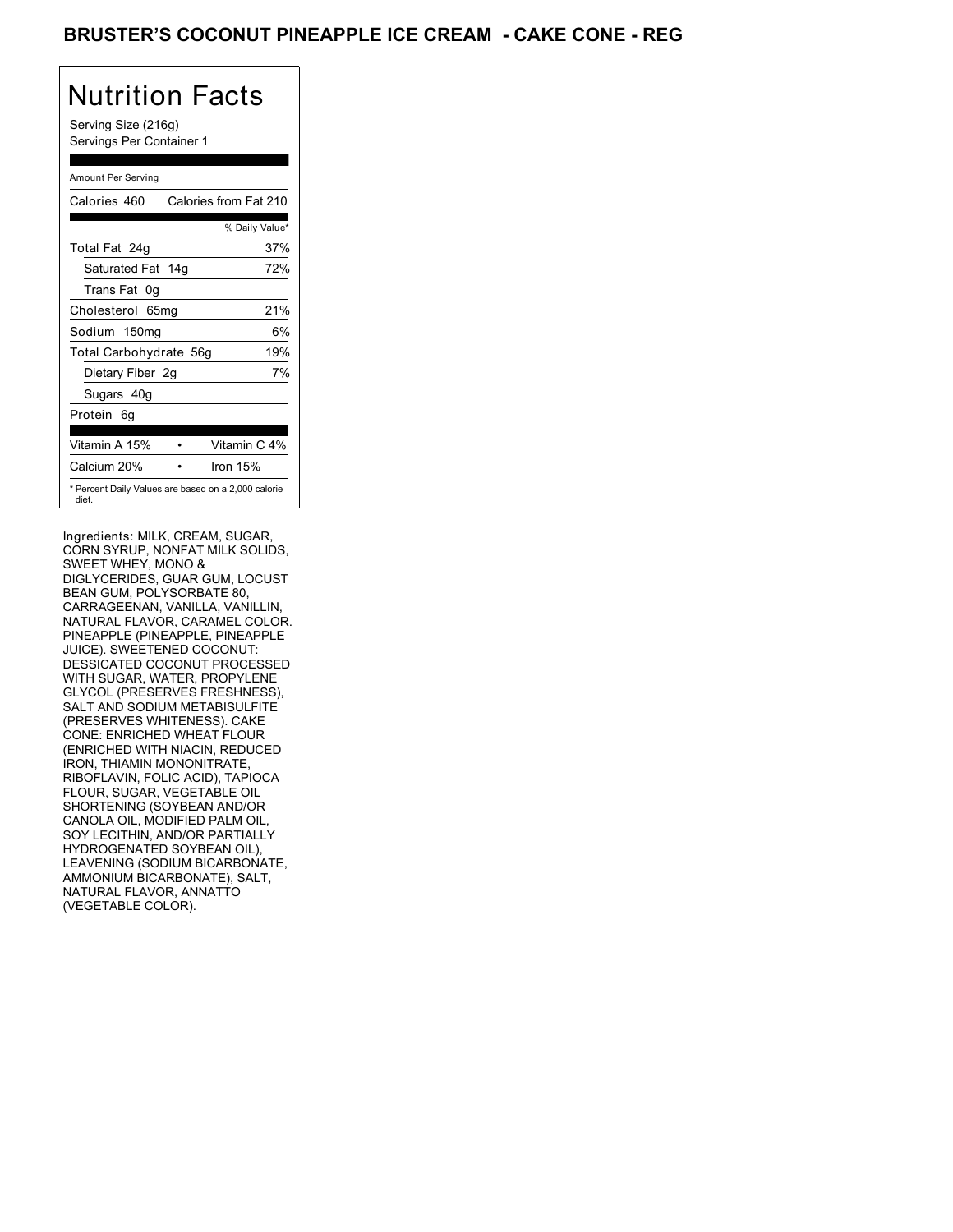# BRUSTER'S COCONUT PINEAPPLE ICE CREAM - CAKE CONE - REG

## Nutrition Facts

Serving Size (216g)
Servings Per Container 1

Amount Per Serving

| Calories 460 | Calories from Fat 210 |
|---|---|
| | % Daily Value* |
| Total Fat 24g | 37% |
| Saturated Fat 14g | 72% |
| Trans Fat 0g | |
| Cholesterol 65mg | 21% |
| Sodium 150mg | 6% |
| Total Carbohydrate 56g | 19% |
| Dietary Fiber 2g | 7% |
| Sugars 40g | |
| Protein 6g | |

| Vitamin A 15% | • | Vitamin C 4% |
|---|---|---|
| Calcium 20% | • | Iron 15% |

* Percent Daily Values are based on a 2,000 calorie diet.

Ingredients: MILK, CREAM, SUGAR, CORN SYRUP, NONFAT MILK SOLIDS, SWEET WHEY, MONO & DIGLYCERIDES, GUAR GUM, LOCUST BEAN GUM, POLYSORBATE 80, CARRAGEENAN, VANILLA, VANILLIN, NATURAL FLAVOR, CARAMEL COLOR. PINEAPPLE (PINEAPPLE, PINEAPPLE JUICE). SWEETENED COCONUT: DESSICATED COCONUT PROCESSED WITH SUGAR, WATER, PROPYLENE GLYCOL (PRESERVES FRESHNESS), SALT AND SODIUM METABISULFITE (PRESERVES WHITENESS). CAKE CONE: ENRICHED WHEAT FLOUR (ENRICHED WITH NIACIN, REDUCED IRON, THIAMIN MONONITRATE, RIBOFLAVIN, FOLIC ACID), TAPIOCA FLOUR, SUGAR, VEGETABLE OIL SHORTENING (SOYBEAN AND/OR CANOLA OIL, MODIFIED PALM OIL, SOY LECITHIN, AND/OR PARTIALLY HYDROGENATED SOYBEAN OIL), LEAVENING (SODIUM BICARBONATE, AMMONIUM BICARBONATE), SALT, NATURAL FLAVOR, ANNATTO (VEGETABLE COLOR).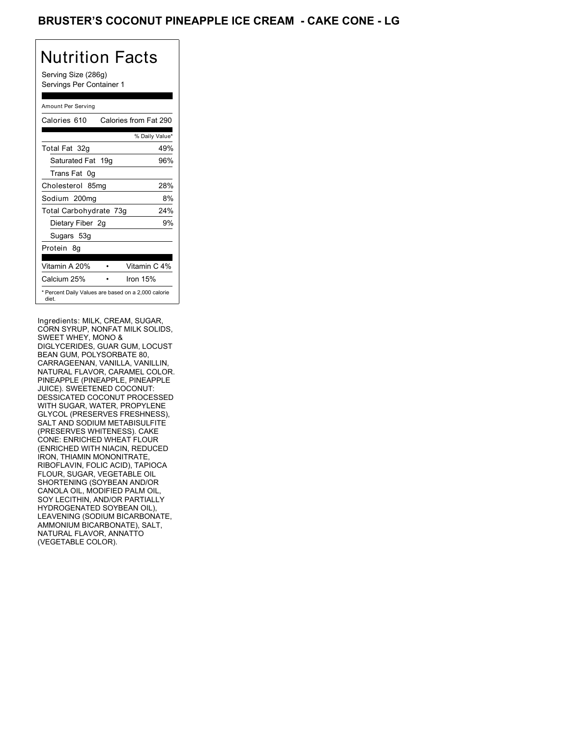# BRUSTER'S COCONUT PINEAPPLE ICE CREAM - CAKE CONE - LG

## Nutrition Facts

Serving Size (286g)
Servings Per Container 1

Amount Per Serving

| Calories 610 | Calories from Fat 290 |
|---|---|
| | % Daily Value* |
| Total Fat 32g | 49% |
| Saturated Fat 19g | 96% |
| Trans Fat 0g | |
| Cholesterol 85mg | 28% |
| Sodium 200mg | 8% |
| Total Carbohydrate 73g | 24% |
| Dietary Fiber 2g | 9% |
| Sugars 53g | |
| Protein 8g | |

| Vitamin A 20% | • | Vitamin C 4% |
|---|---|---|
| Calcium 25% | • | Iron 15% |

* Percent Daily Values are based on a 2,000 calorie diet.

Ingredients: MILK, CREAM, SUGAR, CORN SYRUP, NONFAT MILK SOLIDS, SWEET WHEY, MONO & DIGLYCERIDES, GUAR GUM, LOCUST BEAN GUM, POLYSORBATE 80, CARRAGEENAN, VANILLA, VANILLIN, NATURAL FLAVOR, CARAMEL COLOR. PINEAPPLE (PINEAPPLE, PINEAPPLE JUICE). SWEETENED COCONUT: DESSICATED COCONUT PROCESSED WITH SUGAR, WATER, PROPYLENE GLYCOL (PRESERVES FRESHNESS), SALT AND SODIUM METABISULFITE (PRESERVES WHITENESS). CAKE CONE: ENRICHED WHEAT FLOUR (ENRICHED WITH NIACIN, REDUCED IRON, THIAMIN MONONITRATE, RIBOFLAVIN, FOLIC ACID), TAPIOCA FLOUR, SUGAR, VEGETABLE OIL SHORTENING (SOYBEAN AND/OR CANOLA OIL, MODIFIED PALM OIL, SOY LECITHIN, AND/OR PARTIALLY HYDROGENATED SOYBEAN OIL), LEAVENING (SODIUM BICARBONATE, AMMONIUM BICARBONATE), SALT, NATURAL FLAVOR, ANNATTO (VEGETABLE COLOR).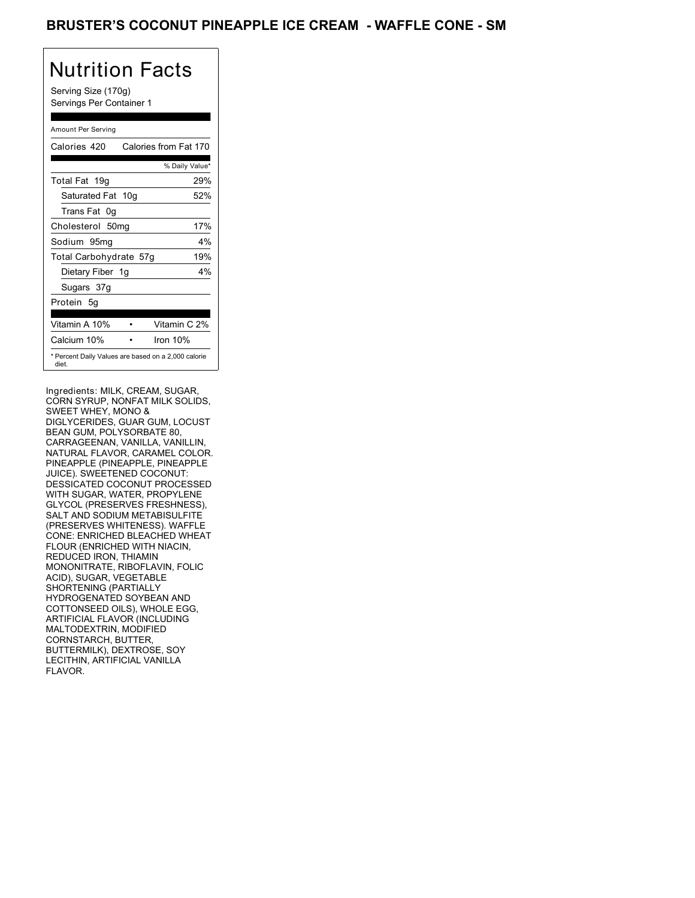# BRUSTER'S COCONUT PINEAPPLE ICE CREAM - WAFFLE CONE - SM

## Nutrition Facts

Serving Size (170g)
Servings Per Container 1

Amount Per Serving

| Calories 420 | Calories from Fat 170 |
|---|---|
| | % Daily Value* |
| Total Fat 19g | 29% |
| Saturated Fat 10g | 52% |
| Trans Fat 0g | |
| Cholesterol 50mg | 17% |
| Sodium 95mg | 4% |
| Total Carbohydrate 57g | 19% |
| Dietary Fiber 1g | 4% |
| Sugars 37g | |
| Protein 5g | |

| | |
|---|---|
| Vitamin A 10% | Vitamin C 2% |
| Calcium 10% | Iron 10% |

* Percent Daily Values are based on a 2,000 calorie diet.

Ingredients: MILK, CREAM, SUGAR, CORN SYRUP, NONFAT MILK SOLIDS, SWEET WHEY, MONO & DIGLYCERIDES, GUAR GUM, LOCUST BEAN GUM, POLYSORBATE 80, CARRAGEENAN, VANILLA, VANILLIN, NATURAL FLAVOR, CARAMEL COLOR. PINEAPPLE (PINEAPPLE, PINEAPPLE JUICE). SWEETENED COCONUT: DESSICATED COCONUT PROCESSED WITH SUGAR, WATER, PROPYLENE GLYCOL (PRESERVES FRESHNESS), SALT AND SODIUM METABISULFITE (PRESERVES WHITENESS). WAFFLE CONE: ENRICHED BLEACHED WHEAT FLOUR (ENRICHED WITH NIACIN, REDUCED IRON, THIAMIN MONONITRATE, RIBOFLAVIN, FOLIC ACID), SUGAR, VEGETABLE SHORTENING (PARTIALLY HYDROGENATED SOYBEAN AND COTTONSEED OILS), WHOLE EGG, ARTIFICIAL FLAVOR (INCLUDING MALTODEXTRIN, MODIFIED CORNSTARCH, BUTTER, BUTTERMILK), DEXTROSE, SOY LECITHIN, ARTIFICIAL VANILLA FLAVOR.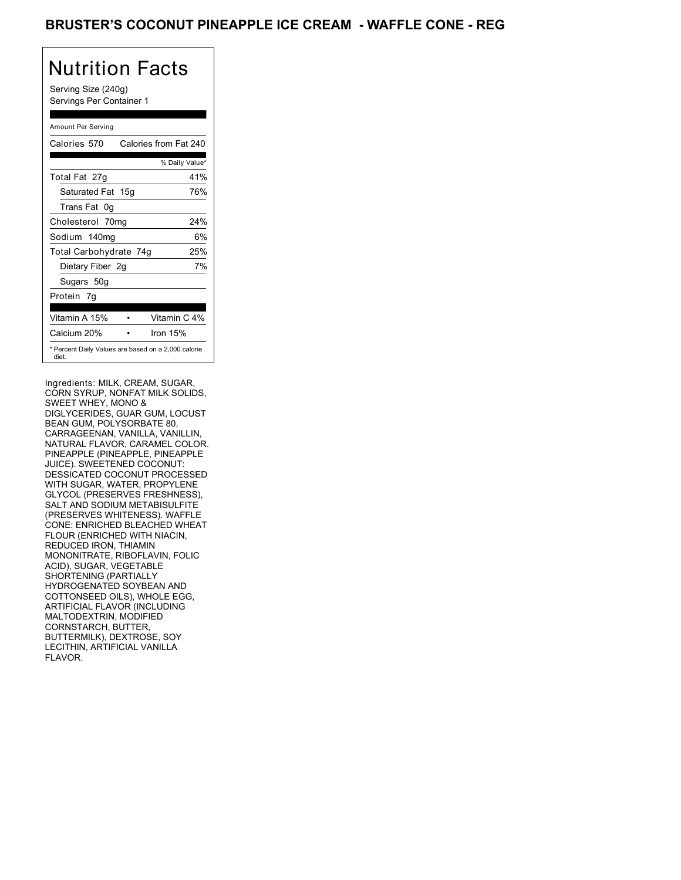# BRUSTER'S COCONUT PINEAPPLE ICE CREAM - WAFFLE CONE - REG

## Nutrition Facts

Serving Size (240g)
Servings Per Container 1

Amount Per Serving

| Calories 570 | Calories from Fat 240 |
|---|---|
| | % Daily Value* |
| Total Fat 27g | 41% |
| Saturated Fat 15g | 76% |
| Trans Fat 0g | |
| Cholesterol 70mg | 24% |
| Sodium 140mg | 6% |
| Total Carbohydrate 74g | 25% |
| Dietary Fiber 2g | 7% |
| Sugars 50g | |
| Protein 7g | |
| Vitamin A 15% • | Vitamin C 4% |
| Calcium 20% • | Iron 15% |

* Percent Daily Values are based on a 2,000 calorie diet.

Ingredients: MILK, CREAM, SUGAR, CORN SYRUP, NONFAT MILK SOLIDS, SWEET WHEY, MONO & DIGLYCERIDES, GUAR GUM, LOCUST BEAN GUM, POLYSORBATE 80, CARRAGEENAN, VANILLA, VANILLIN, NATURAL FLAVOR, CARAMEL COLOR. PINEAPPLE (PINEAPPLE, PINEAPPLE JUICE). SWEETENED COCONUT: DESSICATED COCONUT PROCESSED WITH SUGAR, WATER, PROPYLENE GLYCOL (PRESERVES FRESHNESS), SALT AND SODIUM METABISULFITE (PRESERVES WHITENESS). WAFFLE CONE: ENRICHED BLEACHED WHEAT FLOUR (ENRICHED WITH NIACIN, REDUCED IRON, THIAMIN MONONITRATE, RIBOFLAVIN, FOLIC ACID), SUGAR, VEGETABLE SHORTENING (PARTIALLY HYDROGENATED SOYBEAN AND COTTONSEED OILS), WHOLE EGG, ARTIFICIAL FLAVOR (INCLUDING MALTODEXTRIN, MODIFIED CORNSTARCH, BUTTER, BUTTERMILK), DEXTROSE, SOY LECITHIN, ARTIFICIAL VANILLA FLAVOR.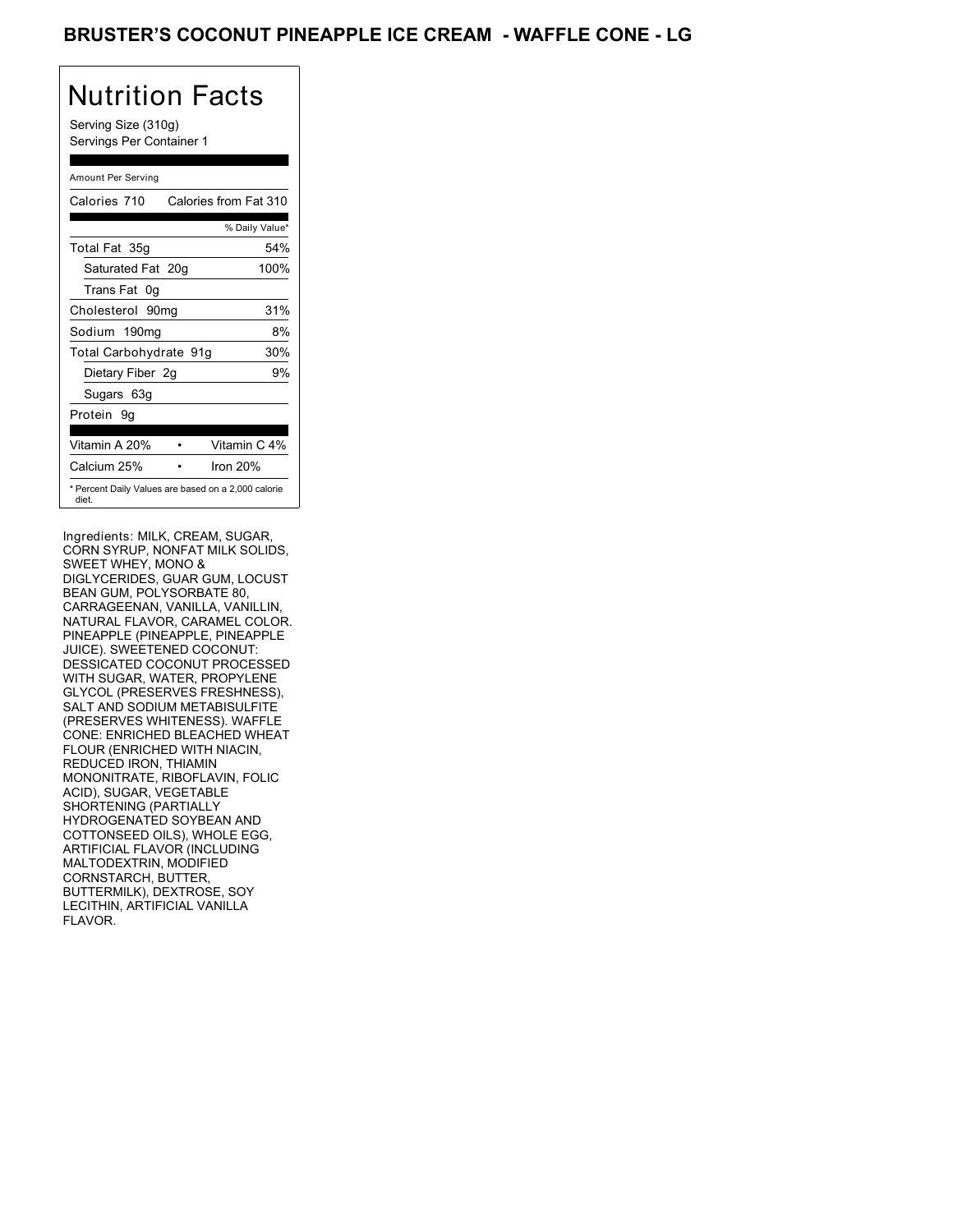# BRUSTER'S COCONUT PINEAPPLE ICE CREAM - WAFFLE CONE - LG

## Nutrition Facts

Serving Size (310g)
Servings Per Container 1

Amount Per Serving

| | |
|---|---|
| Calories 710 | Calories from Fat 310 |
| | % Daily Value* |
| Total Fat 35g | 54% |
| Saturated Fat 20g | 100% |
| Trans Fat 0g | |
| Cholesterol 90mg | 31% |
| Sodium 190mg | 8% |
| Total Carbohydrate 91g | 30% |
| Dietary Fiber 2g | 9% |
| Sugars 63g | |
| Protein 9g | |
| Vitamin A 20% | Vitamin C 4% |
| Calcium 25% | Iron 20% |

* Percent Daily Values are based on a 2,000 calorie diet.

Ingredients: MILK, CREAM, SUGAR, CORN SYRUP, NONFAT MILK SOLIDS, SWEET WHEY, MONO & DIGLYCERIDES, GUAR GUM, LOCUST BEAN GUM, POLYSORBATE 80, CARRAGEENAN, VANILLA, VANILLIN, NATURAL FLAVOR, CARAMEL COLOR. PINEAPPLE (PINEAPPLE, PINEAPPLE JUICE). SWEETENED COCONUT: DESSICATED COCONUT PROCESSED WITH SUGAR, WATER, PROPYLENE GLYCOL (PRESERVES FRESHNESS), SALT AND SODIUM METABISULFITE (PRESERVES WHITENESS). WAFFLE CONE: ENRICHED BLEACHED WHEAT FLOUR (ENRICHED WITH NIACIN, REDUCED IRON, THIAMIN MONONITRATE, RIBOFLAVIN, FOLIC ACID), SUGAR, VEGETABLE SHORTENING (PARTIALLY HYDROGENATED SOYBEAN AND COTTONSEED OILS), WHOLE EGG, ARTIFICIAL FLAVOR (INCLUDING MALTODEXTRIN, MODIFIED CORNSTARCH, BUTTER, BUTTERMILK), DEXTROSE, SOY LECITHIN, ARTIFICIAL VANILLA FLAVOR.